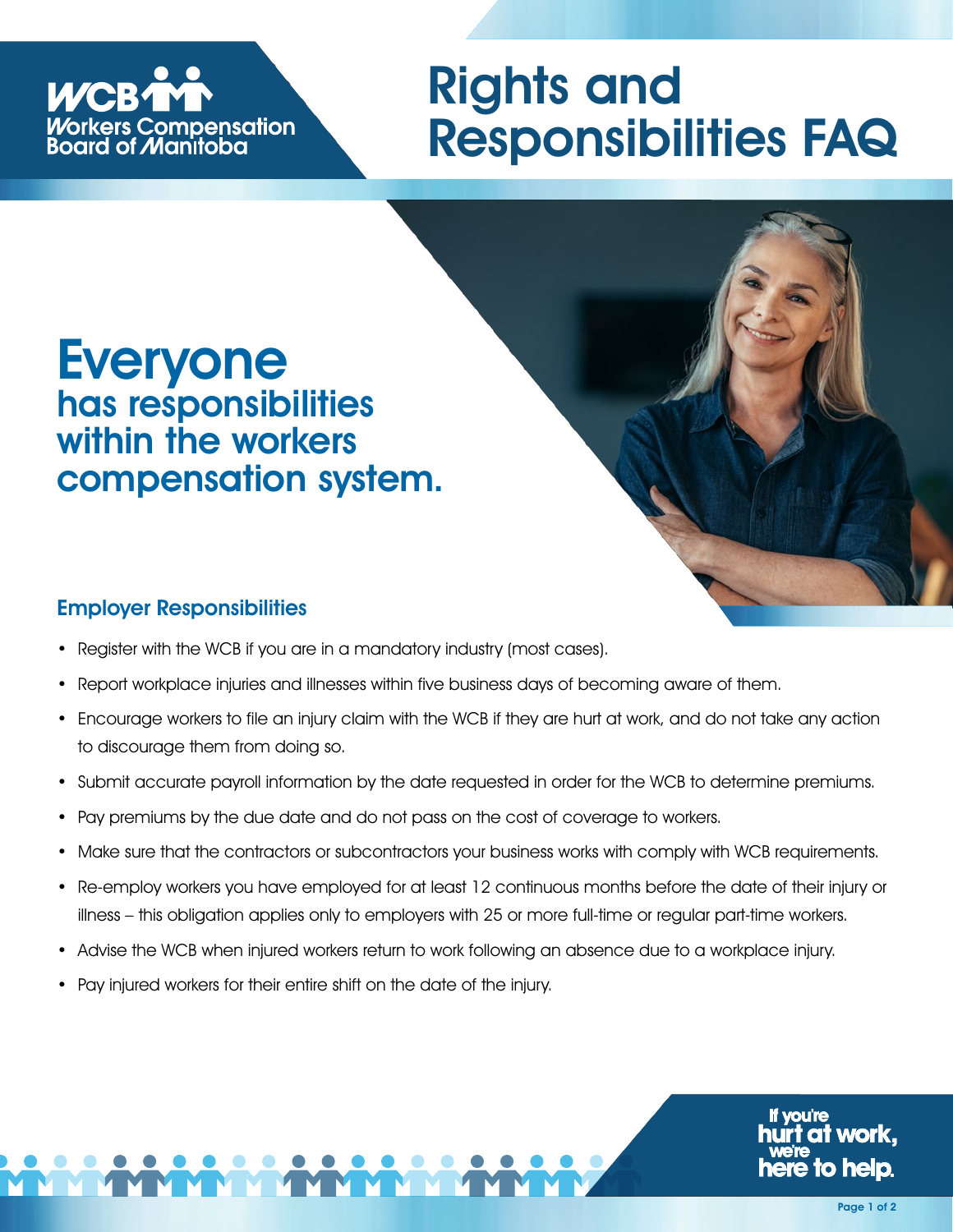WCB Workers Compensation Board of Manitoba

# Rights and Responsibilities FAQ

## Everyone has responsibilities within the workers compensation system.

### Employer Responsibilities

- Register with the WCB if you are in a mandatory industry (most cases).
- Report workplace injuries and illnesses within five business days of becoming aware of them.
- Encourage workers to file an injury claim with the WCB if they are hurt at work, and do not take any action to discourage them from doing so.
- Submit accurate payroll information by the date requested in order for the WCB to determine premiums.
- Pay premiums by the due date and do not pass on the cost of coverage to workers.
- Make sure that the contractors or subcontractors your business works with comply with WCB requirements.
- Re-employ workers you have employed for at least 12 continuous months before the date of their injury or illness – this obligation applies only to employers with 25 or more full-time or regular part-time workers.
- Advise the WCB when injured workers return to work following an absence due to a workplace injury.
- Pay injured workers for their entire shift on the date of the injury.

If you're hurt at work, we're here to help.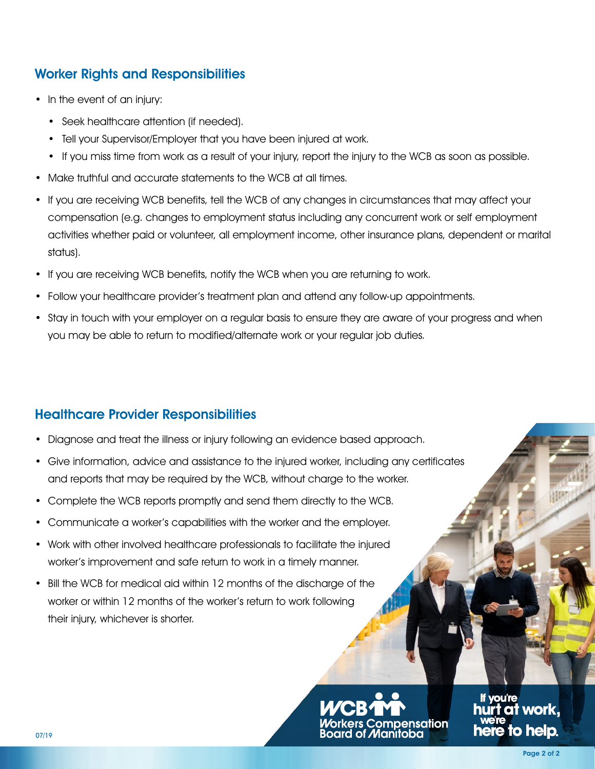## Worker Rights and Responsibilities

- In the event of an injury:
  - Seek healthcare attention (if needed).
  - Tell your Supervisor/Employer that you have been injured at work.
  - If you miss time from work as a result of your injury, report the injury to the WCB as soon as possible.
- Make truthful and accurate statements to the WCB at all times.
- If you are receiving WCB benefits, tell the WCB of any changes in circumstances that may affect your compensation (e.g. changes to employment status including any concurrent work or self employment activities whether paid or volunteer, all employment income, other insurance plans, dependent or marital status).
- If you are receiving WCB benefits, notify the WCB when you are returning to work.
- Follow your healthcare provider's treatment plan and attend any follow-up appointments.
- Stay in touch with your employer on a regular basis to ensure they are aware of your progress and when you may be able to return to modified/alternate work or your regular job duties.

## Healthcare Provider Responsibilities

- Diagnose and treat the illness or injury following an evidence based approach.
- Give information, advice and assistance to the injured worker, including any certificates and reports that may be required by the WCB, without charge to the worker.
- Complete the WCB reports promptly and send them directly to the WCB.
- Communicate a worker's capabilities with the worker and the employer.
- Work with other involved healthcare professionals to facilitate the injured worker's improvement and safe return to work in a timely manner.
- Bill the WCB for medical aid within 12 months of the discharge of the worker or within 12 months of the worker's return to work following their injury, whichever is shorter.

WCB Workers Compensation Board of Manitoba

If you're hurt at work, we're here to help.

07/19